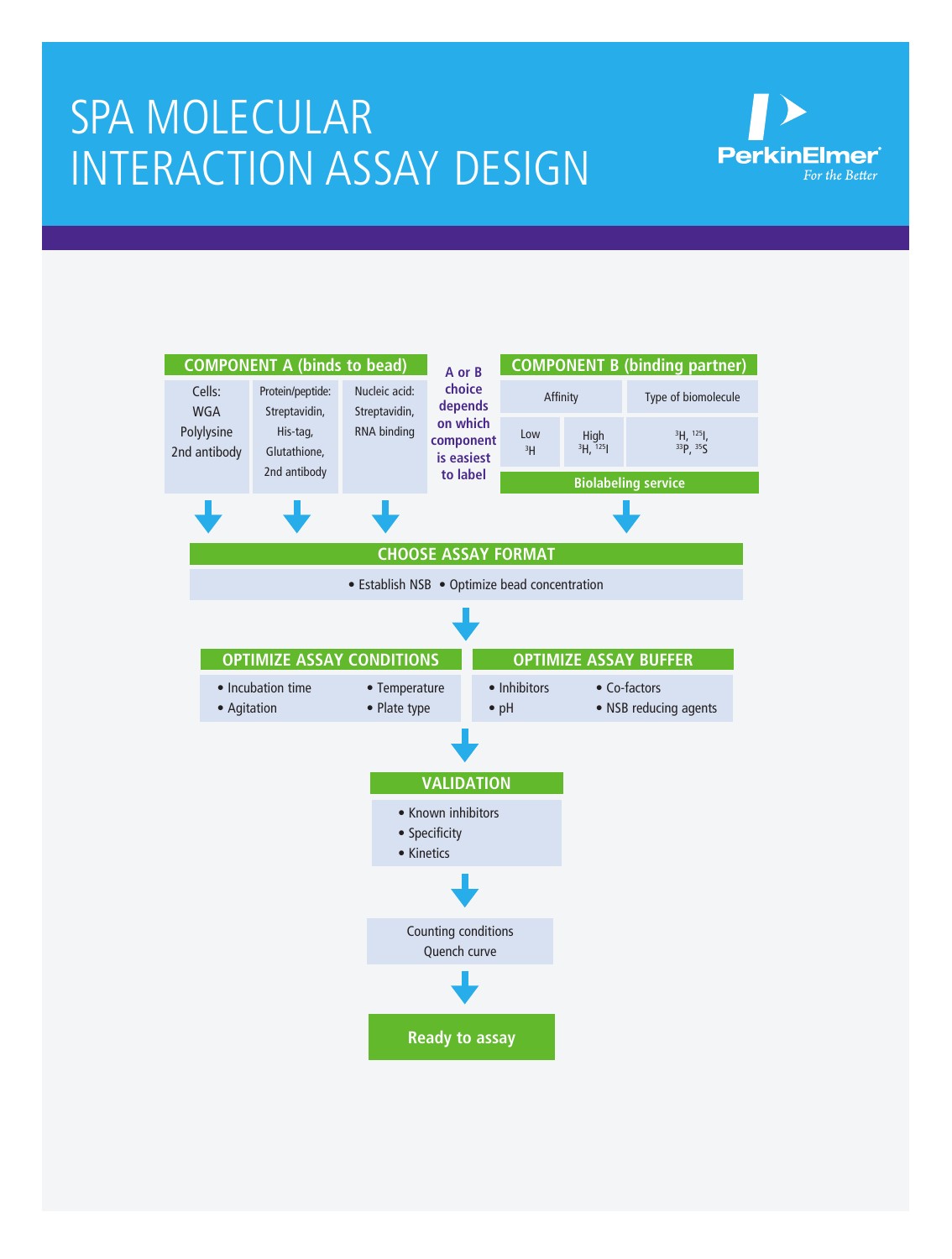# SPA MOLECULAR INTERACTION ASSAY DESIGN

PerkinElmer
*For the Better*

## COMPONENT A (binds to bead)

| Cells: | Protein/peptide: | Nucleic acid: |
| --- | --- | --- |
| WGA<br>Polylysine<br>2nd antibody | Streptavidin,<br>His-tag,<br>Glutathione,<br>2nd antibody | Streptavidin,<br>RNA binding |

**A or B choice depends on which component is easiest to label**

## COMPONENT B (binding partner)

| Affinity | | Type of biomolecule |
| --- | --- | --- |
| Low<br>$^{3}H$ | High<br>$^{3}H$, $^{125}I$ | $^{3}H$, $^{125}I$,<br>$^{33}P$, $^{35}S$ |

**Biolabeling service**

## CHOOSE ASSAY FORMAT

- Establish NSB
- Optimize bead concentration

## OPTIMIZE ASSAY CONDITIONS

- Incubation time
- Temperature
- Agitation
- Plate type

## OPTIMIZE ASSAY BUFFER

- Inhibitors
- Co-factors
- pH
- NSB reducing agents

## VALIDATION

- Known inhibitors
- Specificity
- Kinetics

Counting conditions
Quench curve

**Ready to assay**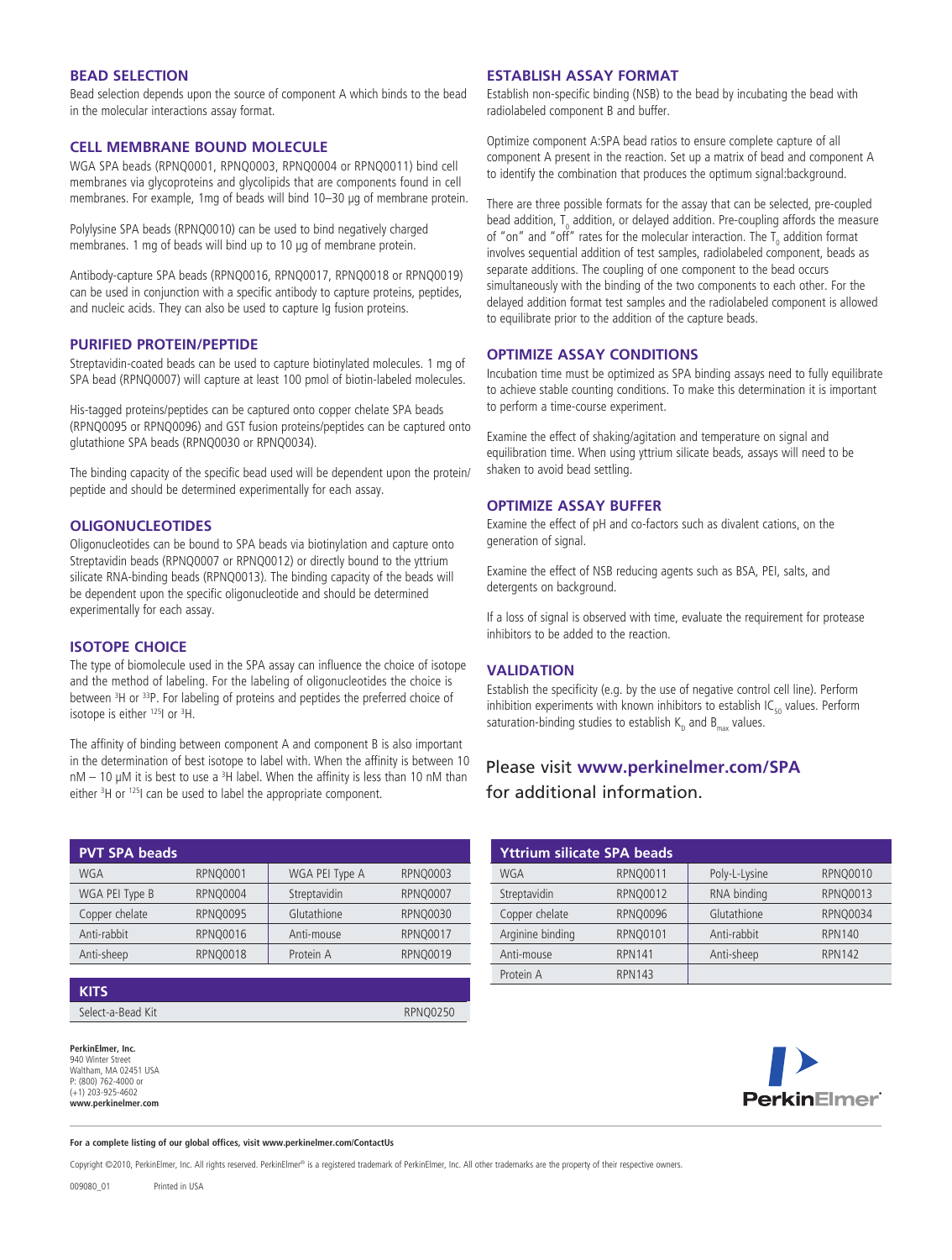## BEAD SELECTION

Bead selection depends upon the source of component A which binds to the bead in the molecular interactions assay format.

## CELL MEMBRANE BOUND MOLECULE

WGA SPA beads (RPNQ0001, RPNQ0003, RPNQ0004 or RPNQ0011) bind cell membranes via glycoproteins and glycolipids that are components found in cell membranes. For example, 1mg of beads will bind 10–30 µg of membrane protein.

Polylysine SPA beads (RPNQ0010) can be used to bind negatively charged membranes. 1 mg of beads will bind up to 10 µg of membrane protein.

Antibody-capture SPA beads (RPNQ0016, RPNQ0017, RPNQ0018 or RPNQ0019) can be used in conjunction with a specific antibody to capture proteins, peptides, and nucleic acids. They can also be used to capture Ig fusion proteins.

## PURIFIED PROTEIN/PEPTIDE

Streptavidin-coated beads can be used to capture biotinylated molecules. 1 mg of SPA bead (RPNQ0007) will capture at least 100 pmol of biotin-labeled molecules.

His-tagged proteins/peptides can be captured onto copper chelate SPA beads (RPNQ0095 or RPNQ0096) and GST fusion proteins/peptides can be captured onto glutathione SPA beads (RPNQ0030 or RPNQ0034).

The binding capacity of the specific bead used will be dependent upon the protein/peptide and should be determined experimentally for each assay.

## OLIGONUCLEOTIDES

Oligonucleotides can be bound to SPA beads via biotinylation and capture onto Streptavidin beads (RPNQ0007 or RPNQ0012) or directly bound to the yttrium silicate RNA-binding beads (RPNQ0013). The binding capacity of the beads will be dependent upon the specific oligonucleotide and should be determined experimentally for each assay.

## ISOTOPE CHOICE

The type of biomolecule used in the SPA assay can influence the choice of isotope and the method of labeling. For the labeling of oligonucleotides the choice is between $^{3}H$ or $^{33}P$. For labeling of proteins and peptides the preferred choice of isotope is either $^{125}I$ or $^{3}H$.

The affinity of binding between component A and component B is also important in the determination of best isotope to label with. When the affinity is between 10 nM – 10 µM it is best to use a $^{3}H$ label. When the affinity is less than 10 nM than either $^{3}H$ or $^{125}I$ can be used to label the appropriate component.

## ESTABLISH ASSAY FORMAT

Establish non-specific binding (NSB) to the bead by incubating the bead with radiolabeled component B and buffer.

Optimize component A:SPA bead ratios to ensure complete capture of all component A present in the reaction. Set up a matrix of bead and component A to identify the combination that produces the optimum signal:background.

There are three possible formats for the assay that can be selected, pre-coupled bead addition, $T_0$ addition, or delayed addition. Pre-coupling affords the measure of "on" and "off" rates for the molecular interaction. The $T_0$ addition format involves sequential addition of test samples, radiolabeled component, beads as separate additions. The coupling of one component to the bead occurs simultaneously with the binding of the two components to each other. For the delayed addition format test samples and the radiolabeled component is allowed to equilibrate prior to the addition of the capture beads.

## OPTIMIZE ASSAY CONDITIONS

Incubation time must be optimized as SPA binding assays need to fully equilibrate to achieve stable counting conditions. To make this determination it is important to perform a time-course experiment.

Examine the effect of shaking/agitation and temperature on signal and equilibration time. When using yttrium silicate beads, assays will need to be shaken to avoid bead settling.

## OPTIMIZE ASSAY BUFFER

Examine the effect of pH and co-factors such as divalent cations, on the generation of signal.

Examine the effect of NSB reducing agents such as BSA, PEI, salts, and detergents on background.

If a loss of signal is observed with time, evaluate the requirement for protease inhibitors to be added to the reaction.

## VALIDATION

Establish the specificity (e.g. by the use of negative control cell line). Perform inhibition experiments with known inhibitors to establish $IC_{50}$ values. Perform saturation-binding studies to establish $K_D$ and $B_{max}$ values.

Please visit **www.perkinelmer.com/SPA** for additional information.

| PVT SPA beads | | | |
|---|---|---|---|
| WGA | RPNQ0001 | WGA PEI Type A | RPNQ0003 |
| WGA PEI Type B | RPNQ0004 | Streptavidin | RPNQ0007 |
| Copper chelate | RPNQ0095 | Glutathione | RPNQ0030 |
| Anti-rabbit | RPNQ0016 | Anti-mouse | RPNQ0017 |
| Anti-sheep | RPNQ0018 | Protein A | RPNQ0019 |

| KITS | |
|---|---|
| Select-a-Bead Kit | RPNQ0250 |

| Yttrium silicate SPA beads | | | |
|---|---|---|---|
| WGA | RPNQ0011 | Poly-L-Lysine | RPNQ0010 |
| Streptavidin | RPNQ0012 | RNA binding | RPNQ0013 |
| Copper chelate | RPNQ0096 | Glutathione | RPNQ0034 |
| Arginine binding | RPNQ0101 | Anti-rabbit | RPN140 |
| Anti-mouse | RPN141 | Anti-sheep | RPN142 |
| Protein A | RPN143 | | |

**PerkinElmer, Inc.**
940 Winter Street
Waltham, MA 02451 USA
P: (800) 762-4000 or
(+1) 203-925-4602
**www.perkinelmer.com**

**For a complete listing of our global offices, visit www.perkinelmer.com/ContactUs**

Copyright ©2010, PerkinElmer, Inc. All rights reserved. PerkinElmer® is a registered trademark of PerkinElmer, Inc. All other trademarks are the property of their respective owners.

009080_01 Printed in USA